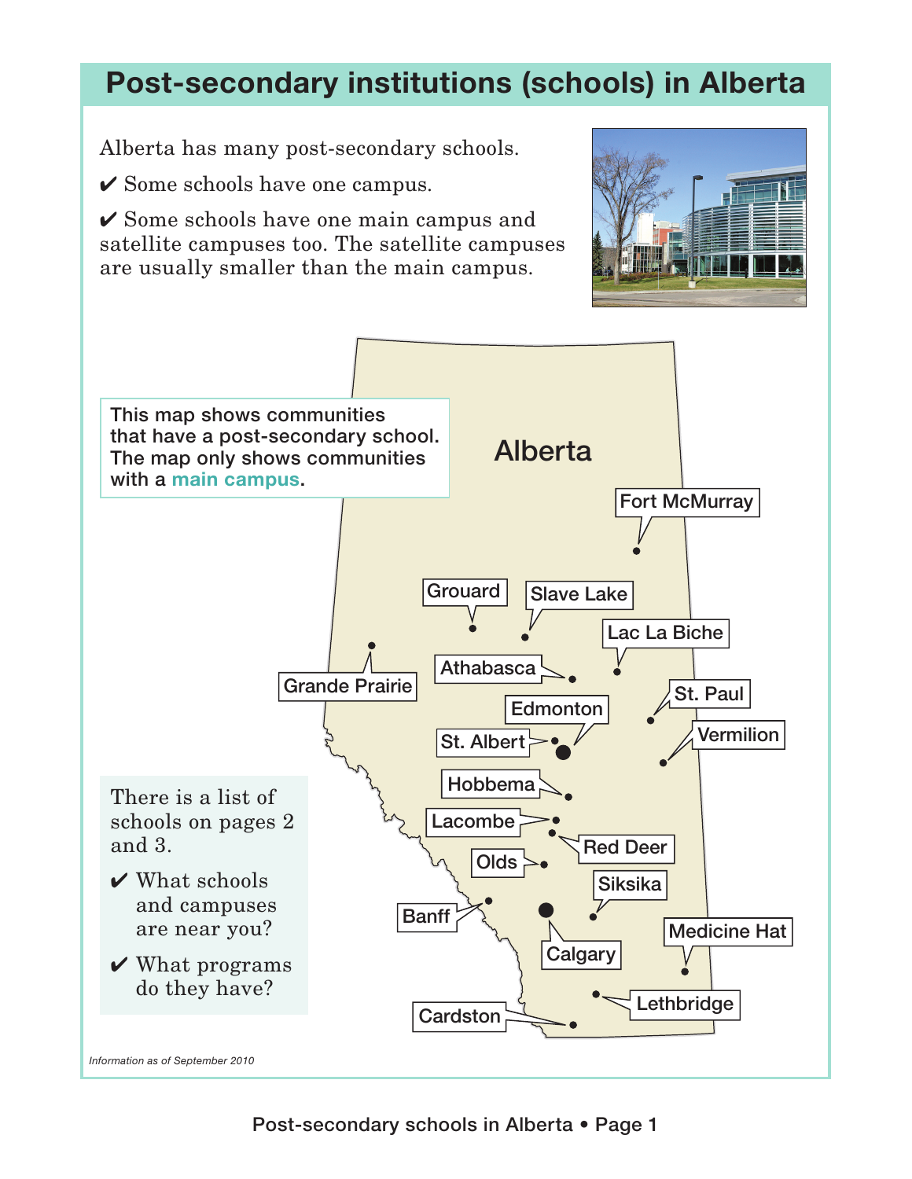# Post-secondary institutions (schools) in Alberta

Alberta has many post-secondary schools.

✔ Some schools have one campus.

✔ Some schools have one main campus and satellite campuses too. The satellite campuses are usually smaller than the main campus.

This map shows communities that have a post-secondary school. The map only shows communities with a **main campus**.

Alberta

Fort McMurray

Grouard

Slave Lake

Lac La Biche

Athabasca

Grande Prairie

Edmonton

St. Paul

St. Albert

Vermilion

Hobbema

Lacombe

Red Deer

Olds

Siksika

Banff

Calgary

Medicine Hat

Lethbridge

Cardston

There is a list of schools on pages 2 and 3.

✔ What schools and campuses are near you?

✔ What programs do they have?

*Information as of September 2010*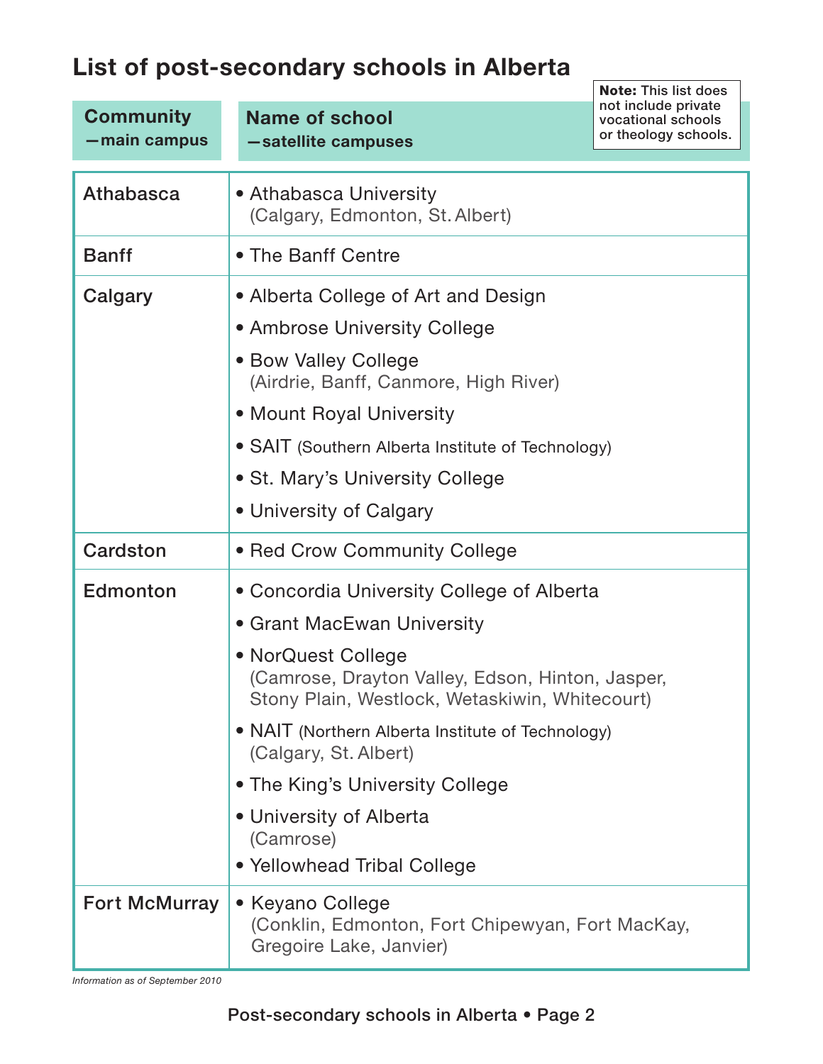# List of post-secondary schools in Alberta

**Note:** This list does not include private vocational schools or theology schools.

| **Community** —main campus | **Name of school** —satellite campuses |
| --- | --- |
| Athabasca | • Athabasca University (Calgary, Edmonton, St. Albert) |
| Banff | • The Banff Centre |
| Calgary | • Alberta College of Art and Design<br>• Ambrose University College<br>• Bow Valley College (Airdrie, Banff, Canmore, High River)<br>• Mount Royal University<br>• SAIT (Southern Alberta Institute of Technology)<br>• St. Mary's University College<br>• University of Calgary |
| Cardston | • Red Crow Community College |
| Edmonton | • Concordia University College of Alberta<br>• Grant MacEwan University<br>• NorQuest College (Camrose, Drayton Valley, Edson, Hinton, Jasper, Stony Plain, Westlock, Wetaskiwin, Whitecourt)<br>• NAIT (Northern Alberta Institute of Technology) (Calgary, St. Albert)<br>• The King's University College<br>• University of Alberta (Camrose)<br>• Yellowhead Tribal College |
| Fort McMurray | • Keyano College (Conklin, Edmonton, Fort Chipewyan, Fort MacKay, Gregoire Lake, Janvier) |

*Information as of September 2010*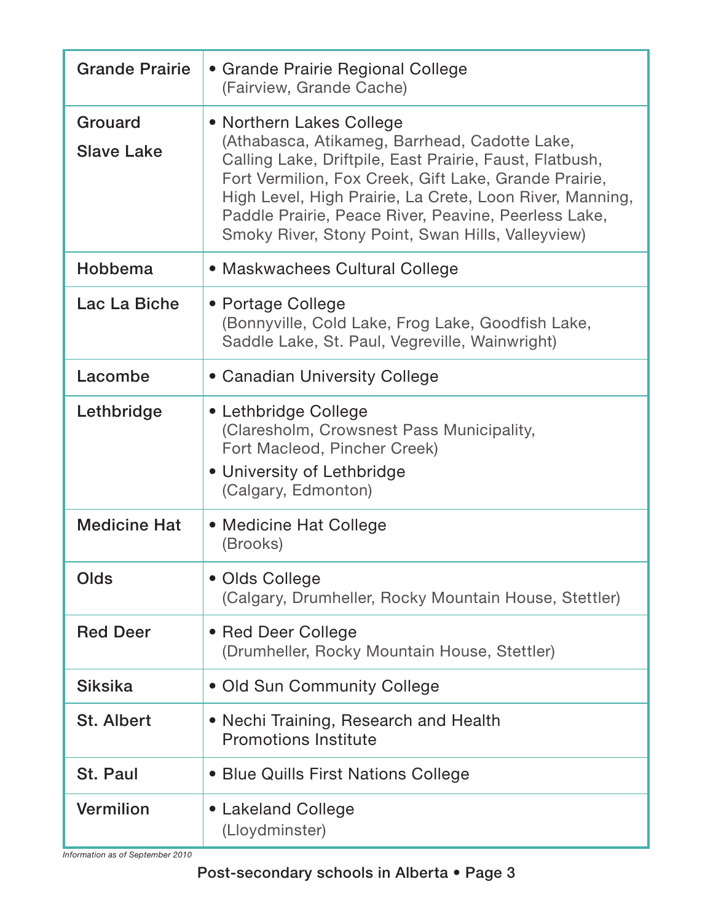| | |
|---|---|
| **Grande Prairie** | • Grande Prairie Regional College (Fairview, Grande Cache) |
| **Grouard**<br>**Slave Lake** | • Northern Lakes College (Athabasca, Atikameg, Barrhead, Cadotte Lake, Calling Lake, Driftpile, East Prairie, Faust, Flatbush, Fort Vermilion, Fox Creek, Gift Lake, Grande Prairie, High Level, High Prairie, La Crete, Loon River, Manning, Paddle Prairie, Peace River, Peavine, Peerless Lake, Smoky River, Stony Point, Swan Hills, Valleyview) |
| **Hobbema** | • Maskwachees Cultural College |
| **Lac La Biche** | • Portage College (Bonnyville, Cold Lake, Frog Lake, Goodfish Lake, Saddle Lake, St. Paul, Vegreville, Wainwright) |
| **Lacombe** | • Canadian University College |
| **Lethbridge** | • Lethbridge College (Claresholm, Crowsnest Pass Municipality, Fort Macleod, Pincher Creek)<br>• University of Lethbridge (Calgary, Edmonton) |
| **Medicine Hat** | • Medicine Hat College (Brooks) |
| **Olds** | • Olds College (Calgary, Drumheller, Rocky Mountain House, Stettler) |
| **Red Deer** | • Red Deer College (Drumheller, Rocky Mountain House, Stettler) |
| **Siksika** | • Old Sun Community College |
| **St. Albert** | • Nechi Training, Research and Health Promotions Institute |
| **St. Paul** | • Blue Quills First Nations College |
| **Vermilion** | • Lakeland College (Lloydminster) |

*Information as of September 2010*